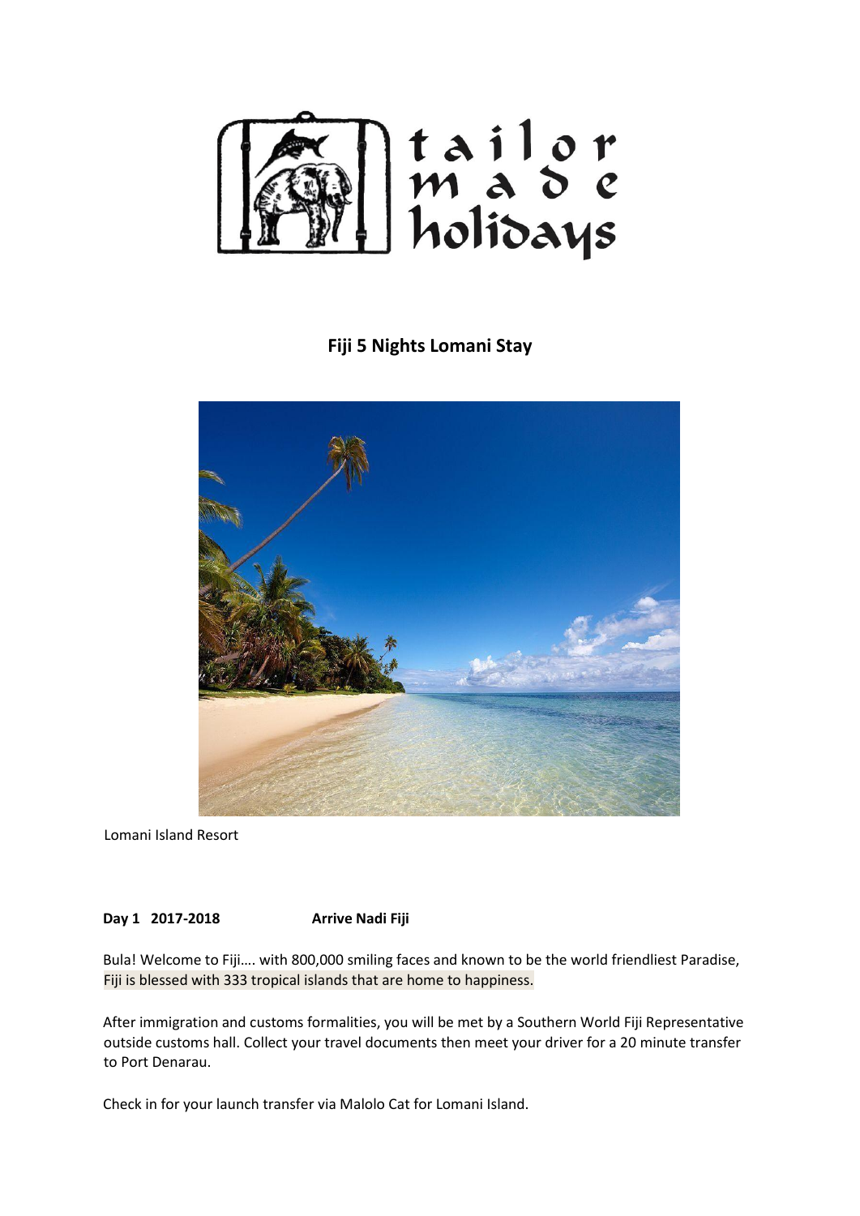# Fiji 5 Nights Lomani Stay

Lomani Island Resort

**Day 1 2017-2018** **Arrive Nadi Fiji**

Bula! Welcome to Fiji…. with 800,000 smiling faces and known to be the world friendliest Paradise, Fiji is blessed with 333 tropical islands that are home to happiness.

After immigration and customs formalities, you will be met by a Southern World Fiji Representative outside customs hall. Collect your travel documents then meet your driver for a 20 minute transfer to Port Denarau.

Check in for your launch transfer via Malolo Cat for Lomani Island.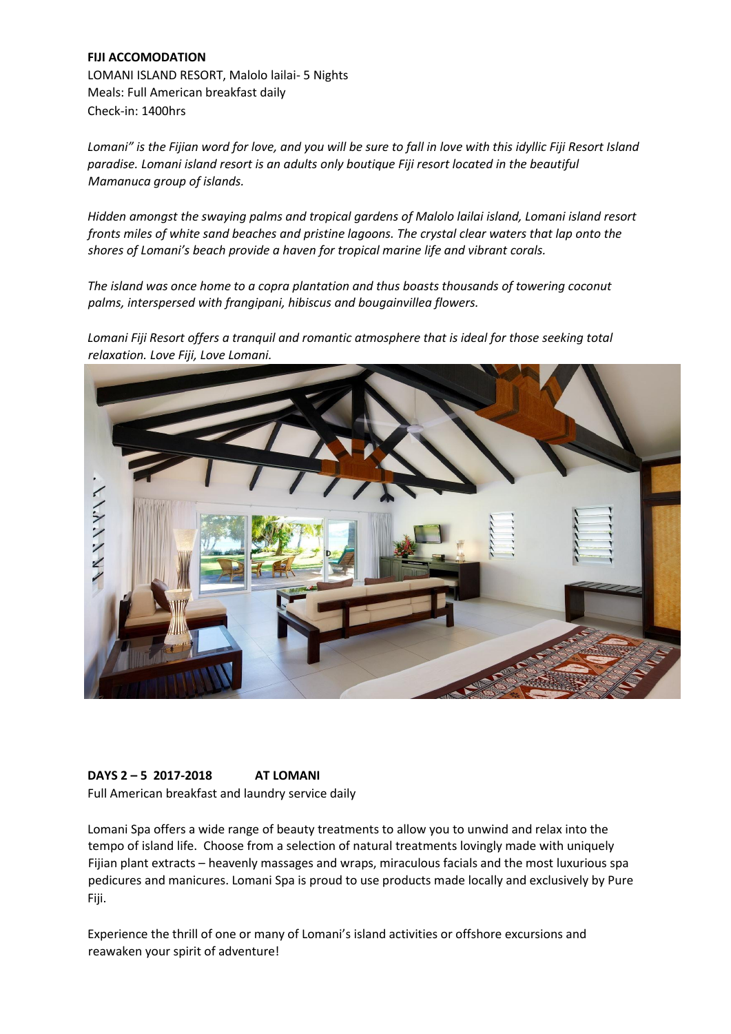**FIJI ACCOMODATION**
LOMANI ISLAND RESORT, Malolo lailai- 5 Nights
Meals: Full American breakfast daily
Check-in: 1400hrs

*Lomani" is the Fijian word for love, and you will be sure to fall in love with this idyllic Fiji Resort Island paradise. Lomani island resort is an adults only boutique Fiji resort located in the beautiful Mamanuca group of islands.*

*Hidden amongst the swaying palms and tropical gardens of Malolo lailai island, Lomani island resort fronts miles of white sand beaches and pristine lagoons. The crystal clear waters that lap onto the shores of Lomani's beach provide a haven for tropical marine life and vibrant corals.*

*The island was once home to a copra plantation and thus boasts thousands of towering coconut palms, interspersed with frangipani, hibiscus and bougainvillea flowers.*

*Lomani Fiji Resort offers a tranquil and romantic atmosphere that is ideal for those seeking total relaxation. Love Fiji, Love Lomani.*

**DAYS 2 – 5 2017-2018 AT LOMANI**
Full American breakfast and laundry service daily

Lomani Spa offers a wide range of beauty treatments to allow you to unwind and relax into the tempo of island life. Choose from a selection of natural treatments lovingly made with uniquely Fijian plant extracts – heavenly massages and wraps, miraculous facials and the most luxurious spa pedicures and manicures. Lomani Spa is proud to use products made locally and exclusively by Pure Fiji.

Experience the thrill of one or many of Lomani's island activities or offshore excursions and reawaken your spirit of adventure!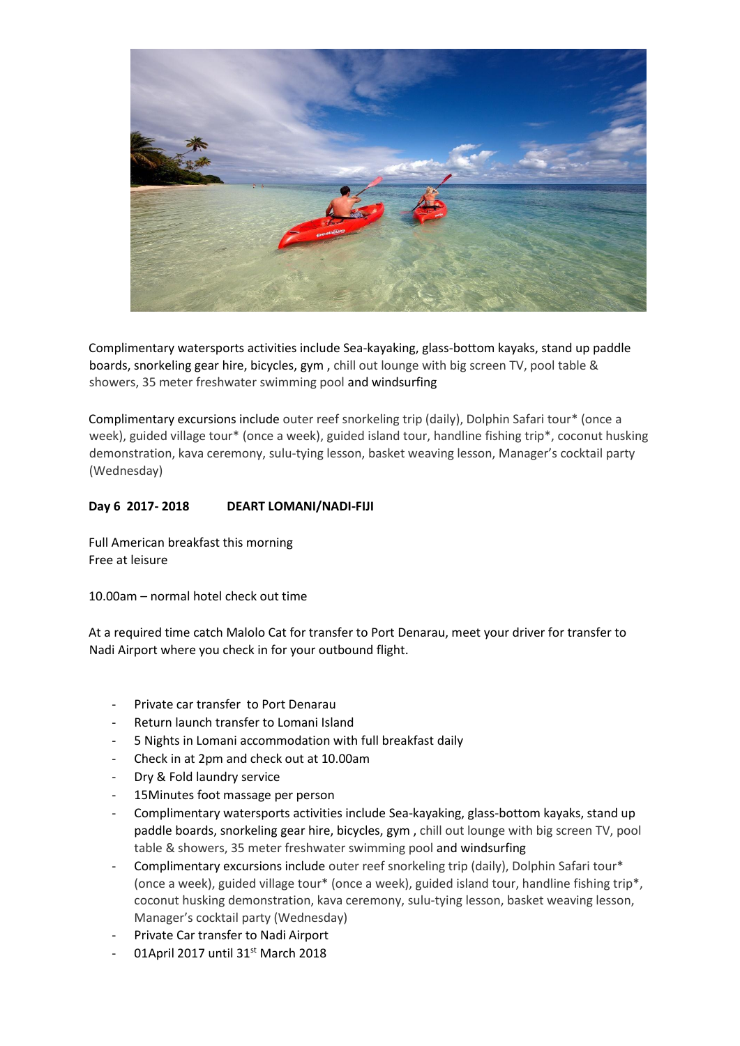Complimentary watersports activities include Sea-kayaking, glass-bottom kayaks, stand up paddle boards, snorkeling gear hire, bicycles, gym , chill out lounge with big screen TV, pool table & showers, 35 meter freshwater swimming pool and windsurfing

Complimentary excursions include outer reef snorkeling trip (daily), Dolphin Safari tour* (once a week), guided village tour* (once a week), guided island tour, handline fishing trip*, coconut husking demonstration, kava ceremony, sulu-tying lesson, basket weaving lesson, Manager's cocktail party (Wednesday)

**Day 6 2017- 2018 DEART LOMANI/NADI-FIJI**

Full American breakfast this morning
Free at leisure

10.00am – normal hotel check out time

At a required time catch Malolo Cat for transfer to Port Denarau, meet your driver for transfer to Nadi Airport where you check in for your outbound flight.

- Private car transfer to Port Denarau
- Return launch transfer to Lomani Island
- 5 Nights in Lomani accommodation with full breakfast daily
- Check in at 2pm and check out at 10.00am
- Dry & Fold laundry service
- 15Minutes foot massage per person
- Complimentary watersports activities include Sea-kayaking, glass-bottom kayaks, stand up paddle boards, snorkeling gear hire, bicycles, gym , chill out lounge with big screen TV, pool table & showers, 35 meter freshwater swimming pool and windsurfing
- Complimentary excursions include outer reef snorkeling trip (daily), Dolphin Safari tour* (once a week), guided village tour* (once a week), guided island tour, handline fishing trip*, coconut husking demonstration, kava ceremony, sulu-tying lesson, basket weaving lesson, Manager's cocktail party (Wednesday)
- Private Car transfer to Nadi Airport
- 01April 2017 until 31st March 2018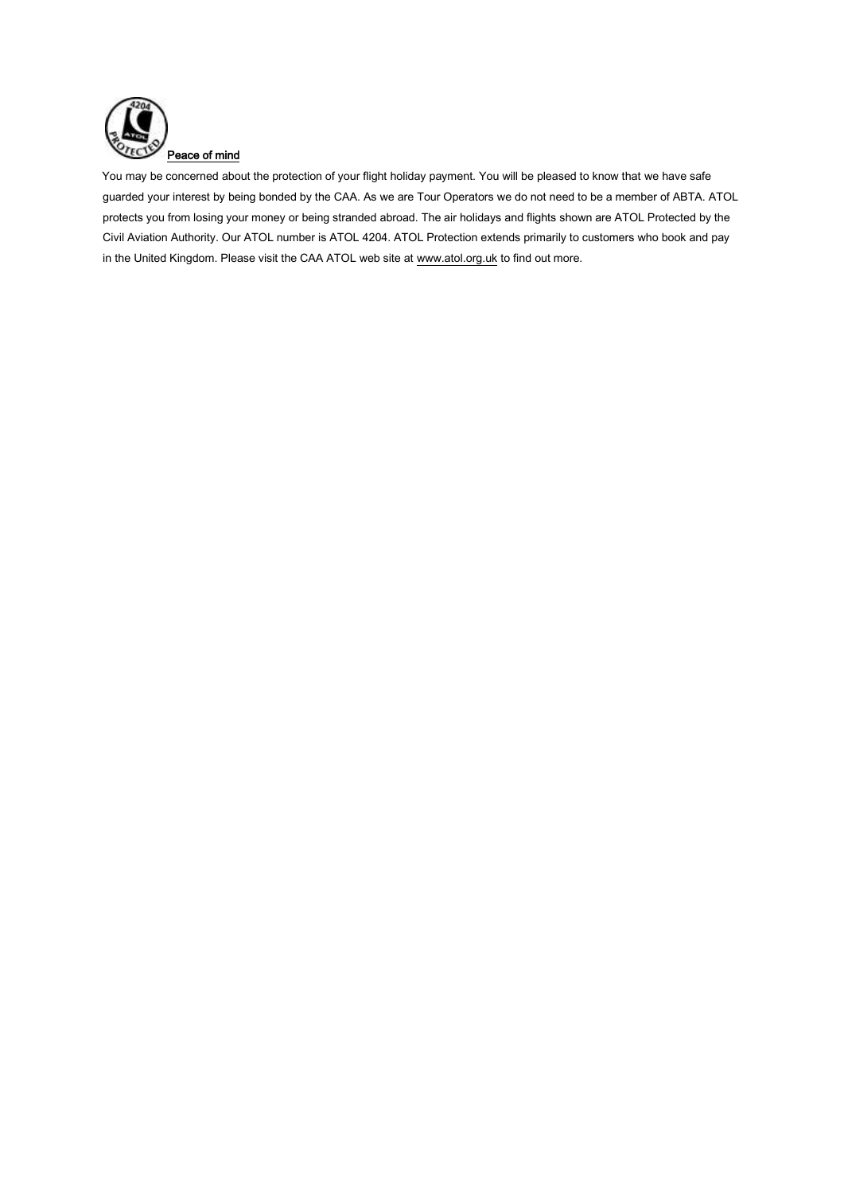**Peace of mind**

You may be concerned about the protection of your flight holiday payment. You will be pleased to know that we have safe guarded your interest by being bonded by the CAA. As we are Tour Operators we do not need to be a member of ABTA. ATOL protects you from losing your money or being stranded abroad. The air holidays and flights shown are ATOL Protected by the Civil Aviation Authority. Our ATOL number is ATOL 4204. ATOL Protection extends primarily to customers who book and pay in the United Kingdom. Please visit the CAA ATOL web site at www.atol.org.uk to find out more.